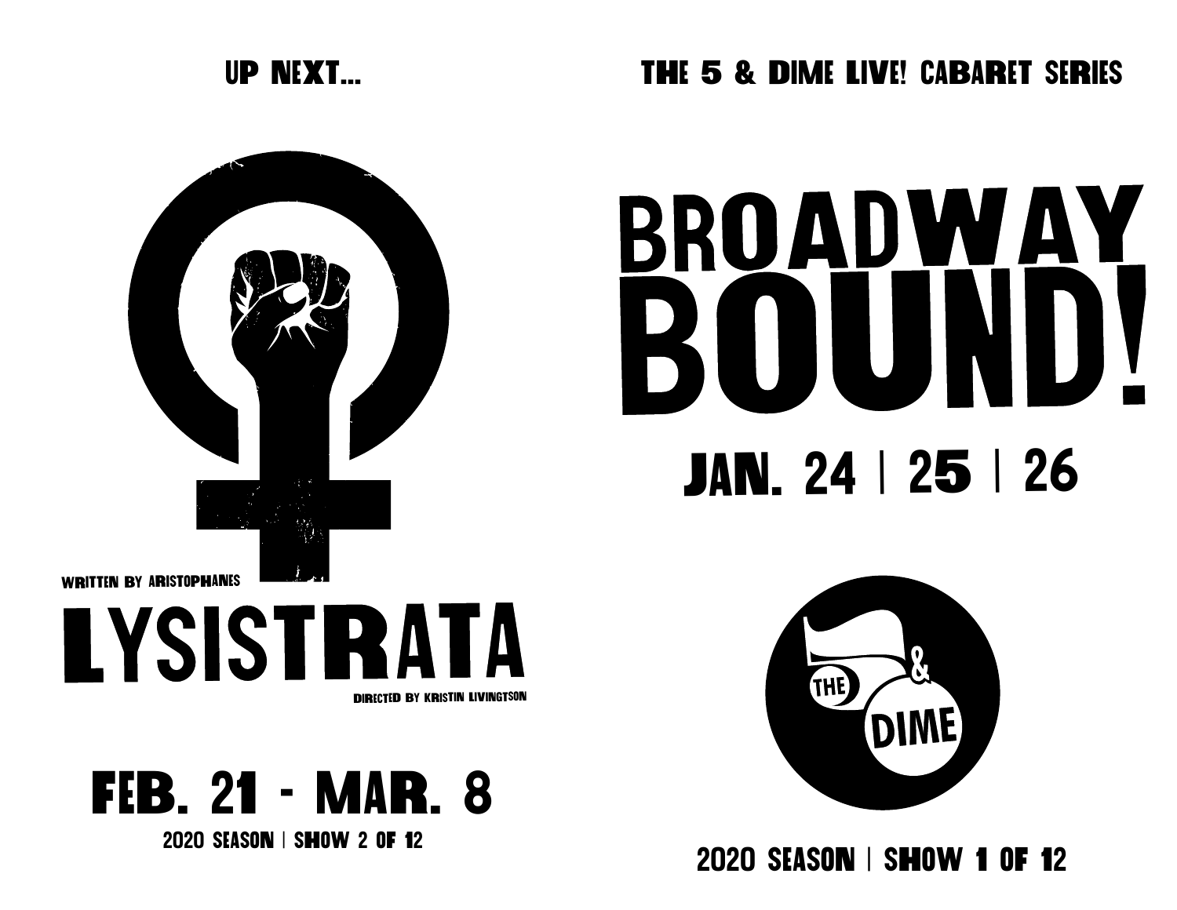UP NEXT...

WRITTEN BY ARISTOPHANES

# LYSISTRATA

DIRECTED BY KRISTIN LIVINGTSON

## FEB. 21 - MAR. 8

2020 SEASON | SHOW 2 OF 12

THE 5 & DIME LIVE! CABARET SERIES

# BROADWAY BOUND!

## JAN. 24 | 25 | 26

THE 5 & DIME

2020 SEASON | SHOW 1 OF 12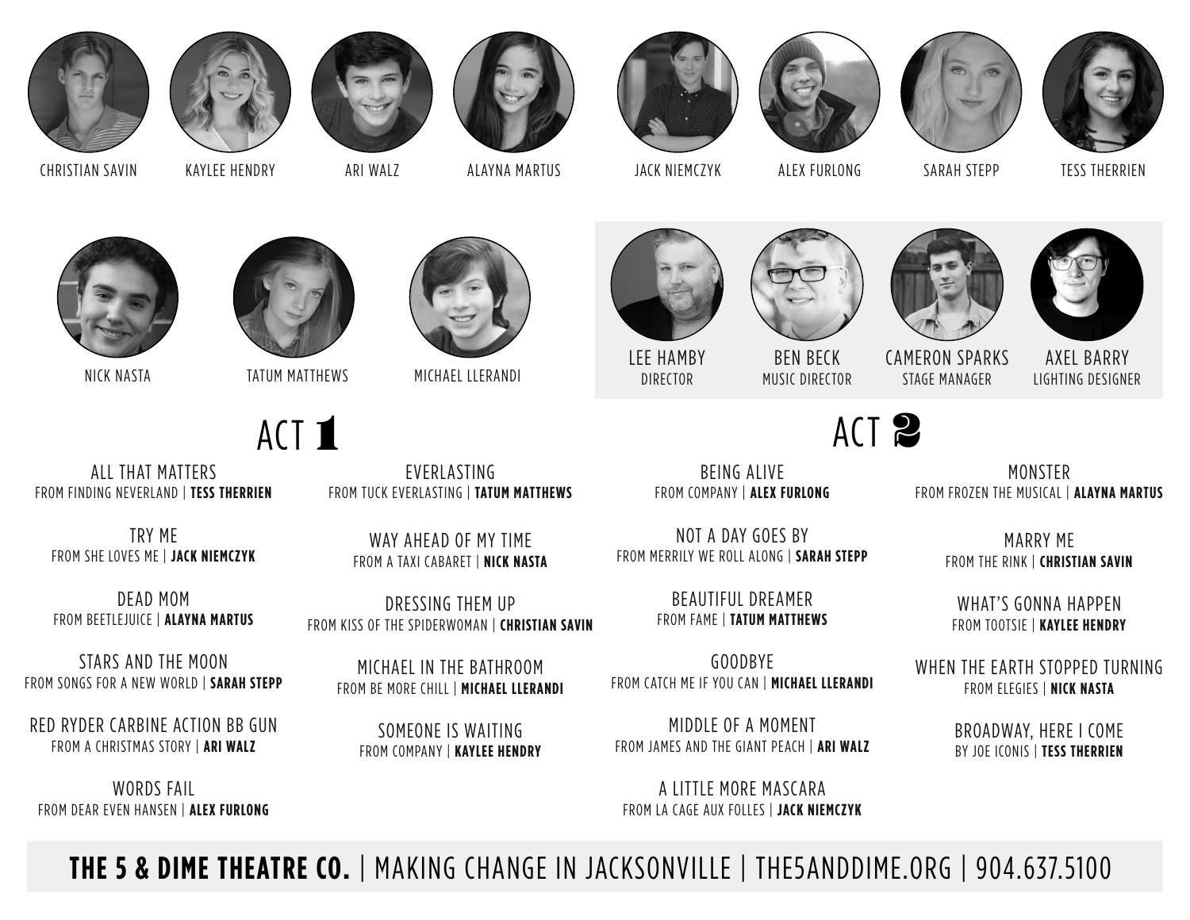CHRISTIAN SAVIN

KAYLEE HENDRY

ARI WALZ

ALAYNA MARTUS

JACK NIEMCZYK

ALEX FURLONG

SARAH STEPP

TESS THERRIEN

NICK NASTA

TATUM MATTHEWS

MICHAEL LLERANDI

LEE HAMBY
DIRECTOR

BEN BECK
MUSIC DIRECTOR

CAMERON SPARKS
STAGE MANAGER

AXEL BARRY
LIGHTING DESIGNER

# ACT 1

ALL THAT MATTERS
FROM FINDING NEVERLAND | **TESS THERRIEN**

TRY ME
FROM SHE LOVES ME | **JACK NIEMCZYK**

DEAD MOM
FROM BEETLEJUICE | **ALAYNA MARTUS**

STARS AND THE MOON
FROM SONGS FOR A NEW WORLD | **SARAH STEPP**

RED RYDER CARBINE ACTION BB GUN
FROM A CHRISTMAS STORY | **ARI WALZ**

WORDS FAIL
FROM DEAR EVEN HANSEN | **ALEX FURLONG**

EVERLASTING
FROM TUCK EVERLASTING | **TATUM MATTHEWS**

WAY AHEAD OF MY TIME
FROM A TAXI CABARET | **NICK NASTA**

DRESSING THEM UP
FROM KISS OF THE SPIDERWOMAN | **CHRISTIAN SAVIN**

MICHAEL IN THE BATHROOM
FROM BE MORE CHILL | **MICHAEL LLERANDI**

SOMEONE IS WAITING
FROM COMPANY | **KAYLEE HENDRY**

# ACT 2

BEING ALIVE
FROM COMPANY | **ALEX FURLONG**

NOT A DAY GOES BY
FROM MERRILY WE ROLL ALONG | **SARAH STEPP**

BEAUTIFUL DREAMER
FROM FAME | **TATUM MATTHEWS**

GOODBYE
FROM CATCH ME IF YOU CAN | **MICHAEL LLERANDI**

MIDDLE OF A MOMENT
FROM JAMES AND THE GIANT PEACH | **ARI WALZ**

A LITTLE MORE MASCARA
FROM LA CAGE AUX FOLLES | **JACK NIEMCZYK**

MONSTER
FROM FROZEN THE MUSICAL | **ALAYNA MARTUS**

MARRY ME
FROM THE RINK | **CHRISTIAN SAVIN**

WHAT'S GONNA HAPPEN
FROM TOOTSIE | **KAYLEE HENDRY**

WHEN THE EARTH STOPPED TURNING
FROM ELEGIES | **NICK NASTA**

BROADWAY, HERE I COME
BY JOE ICONIS | **TESS THERRIEN**

**THE 5 & DIME THEATRE CO.** | MAKING CHANGE IN JACKSONVILLE | THE5ANDDIME.ORG | 904.637.5100